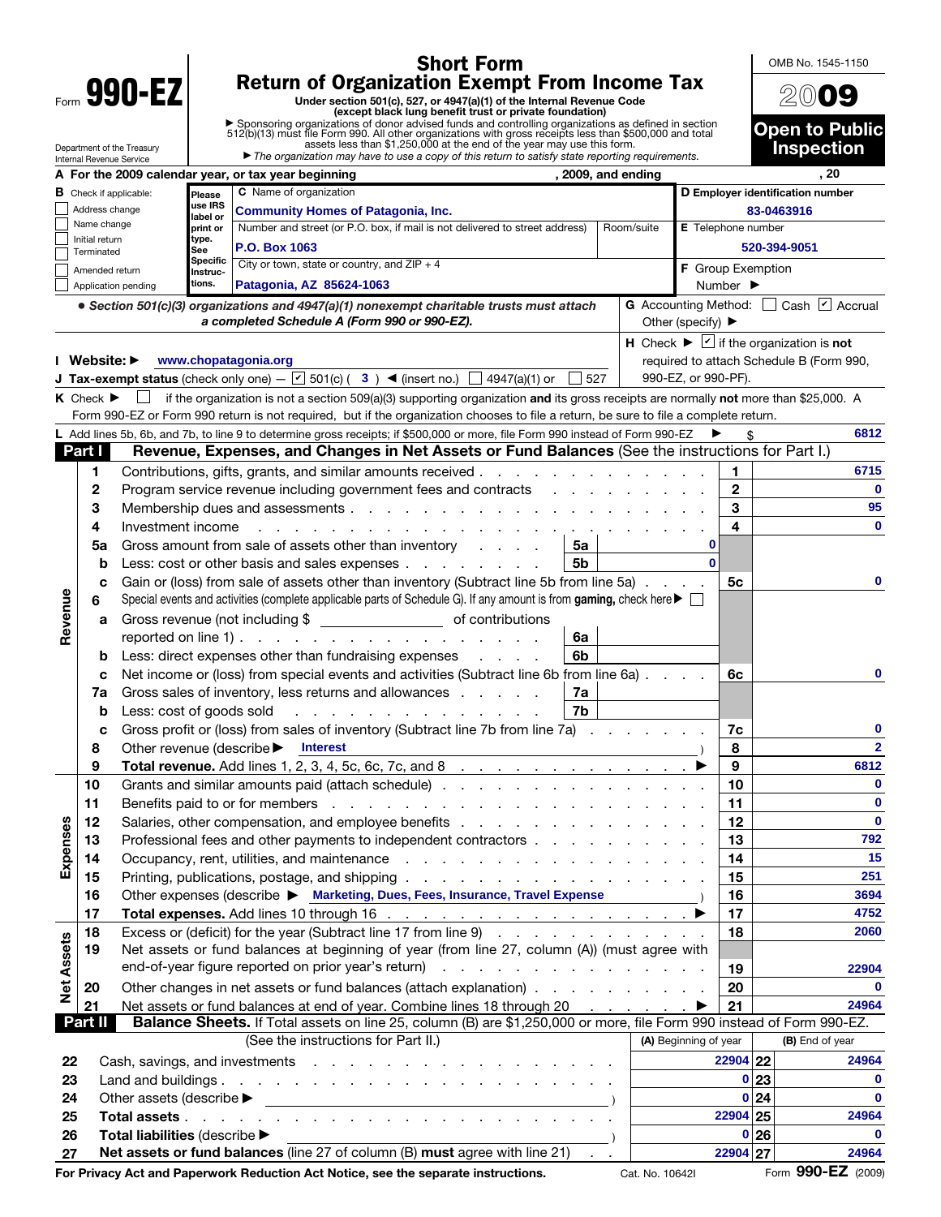Form **990-EZ**

Department of the Treasury
Internal Revenue Service

# Short Form
# Return of Organization Exempt From Income Tax

**Under section 501(c), 527, or 4947(a)(1) of the Internal Revenue Code**
**(except black lung benefit trust or private foundation)**

▶ Sponsoring organizations of donor advised funds and controlling organizations as defined in section 512(b)(13) must file Form 990. All other organizations with gross receipts less than $500,000 and total assets less than $1,250,000 at the end of the year may use this form.

▶ *The organization may have to use a copy of this return to satisfy state reporting requirements.*

OMB No. 1545-1150

**2009**

**Open to Public Inspection**

**A For the 2009 calendar year, or tax year beginning , 2009, and ending , 20**

**B** Check if applicable:
- ☐ Address change
- ☐ Name change
- ☐ Initial return
- ☐ Terminated
- ☐ Amended return
- ☐ Application pending

**C** Name of organization: **Community Homes of Patagonia, Inc.**

Number and street (or P.O. box, if mail is not delivered to street address): **P.O. Box 1063** Room/suite:

City or town, state or country, and ZIP + 4: **Patagonia, AZ 85624-1063**

**D Employer identification number:** 83-0463916

**E** Telephone number: 520-394-9051

**F** Group Exemption Number ▶

• *Section 501(c)(3) organizations and 4947(a)(1) nonexempt charitable trusts must attach a completed Schedule A (Form 990 or 990-EZ).*

**G** Accounting Method: ☐ Cash ☑ Accrual Other (specify) ▶

**H** Check ▶ ☑ if the organization is **not** required to attach Schedule B (Form 990, 990-EZ, or 990-PF).

**I Website: ▶** www.chopatagonia.org

**J Tax-exempt status** (check only one) — ☑ 501(c) ( 3 ) ◀ (insert no.) ☐ 4947(a)(1) or ☐ 527

**K** Check ▶ ☐ if the organization is not a section 509(a)(3) supporting organization **and** its gross receipts are normally **not** more than $25,000. A Form 990-EZ or Form 990 return is not required, but if the organization chooses to file a return, be sure to file a complete return.

**L** Add lines 5b, 6b, and 7b, to line 9 to determine gross receipts; if $500,000 or more, file Form 990 instead of Form 990-EZ ▶ $ 6812

## Part I — Revenue, Expenses, and Changes in Net Assets or Fund Balances (See the instructions for Part I.)

| Section | Line | Description | Sub-line | Sub-amount | Line | Amount |
|---|---|---|---|---|---|---|
| Revenue | 1 | Contributions, gifts, grants, and similar amounts received | | | 1 | 6715 |
| | 2 | Program service revenue including government fees and contracts | | | 2 | 0 |
| | 3 | Membership dues and assessments | | | 3 | 95 |
| | 4 | Investment income | | | 4 | 0 |
| | 5a | Gross amount from sale of assets other than inventory | 5a | 0 | | |
| | b | Less: cost or other basis and sales expenses | 5b | 0 | | |
| | c | Gain or (loss) from sale of assets other than inventory (Subtract line 5b from line 5a) | | | 5c | 0 |
| | 6 | Special events and activities (complete applicable parts of Schedule G). If any amount is from **gaming,** check here ▶ ☐ | | | | |
| | a | Gross revenue (not including $ ______ of contributions reported on line 1) | 6a | | | |
| | b | Less: direct expenses other than fundraising expenses | 6b | | | |
| | c | Net income or (loss) from special events and activities (Subtract line 6b from line 6a) | | | 6c | 0 |
| | 7a | Gross sales of inventory, less returns and allowances | 7a | | | |
| | b | Less: cost of goods sold | 7b | | | |
| | c | Gross profit or (loss) from sales of inventory (Subtract line 7b from line 7a) | | | 7c | 0 |
| | 8 | Other revenue (describe ▶ Interest ) | | | 8 | 2 |
| | 9 | **Total revenue.** Add lines 1, 2, 3, 4, 5c, 6c, 7c, and 8 ▶ | | | 9 | 6812 |
| Expenses | 10 | Grants and similar amounts paid (attach schedule) | | | 10 | 0 |
| | 11 | Benefits paid to or for members | | | 11 | 0 |
| | 12 | Salaries, other compensation, and employee benefits | | | 12 | 0 |
| | 13 | Professional fees and other payments to independent contractors | | | 13 | 792 |
| | 14 | Occupancy, rent, utilities, and maintenance | | | 14 | 15 |
| | 15 | Printing, publications, postage, and shipping | | | 15 | 251 |
| | 16 | Other expenses (describe ▶ Marketing, Dues, Fees, Insurance, Travel Expense ) | | | 16 | 3694 |
| | 17 | **Total expenses.** Add lines 10 through 16 ▶ | | | 17 | 4752 |
| Net Assets | 18 | Excess or (deficit) for the year (Subtract line 17 from line 9) | | | 18 | 2060 |
| | 19 | Net assets or fund balances at beginning of year (from line 27, column (A)) (must agree with end-of-year figure reported on prior year's return) | | | 19 | 22904 |
| | 20 | Other changes in net assets or fund balances (attach explanation) | | | 20 | 0 |
| | 21 | Net assets or fund balances at end of year. Combine lines 18 through 20 ▶ | | | 21 | 24964 |

## Part II — Balance Sheets. If Total assets on line 25, column (B) are $1,250,000 or more, file Form 990 instead of Form 990-EZ.

(See the instructions for Part II.)

| Line | Description | (A) Beginning of year | Line | (B) End of year |
|---|---|---|---|---|
| 22 | Cash, savings, and investments | 22904 | 22 | 24964 |
| 23 | Land and buildings | 0 | 23 | 0 |
| 24 | Other assets (describe ▶ ) | 0 | 24 | 0 |
| 25 | **Total assets** | 22904 | 25 | 24964 |
| 26 | **Total liabilities** (describe ▶ ) | 0 | 26 | 0 |
| 27 | **Net assets or fund balances** (line 27 of column (B) **must** agree with line 21) | 22904 | 27 | 24964 |

**For Privacy Act and Paperwork Reduction Act Notice, see the separate instructions.** Cat. No. 10642I Form **990-EZ** (2009)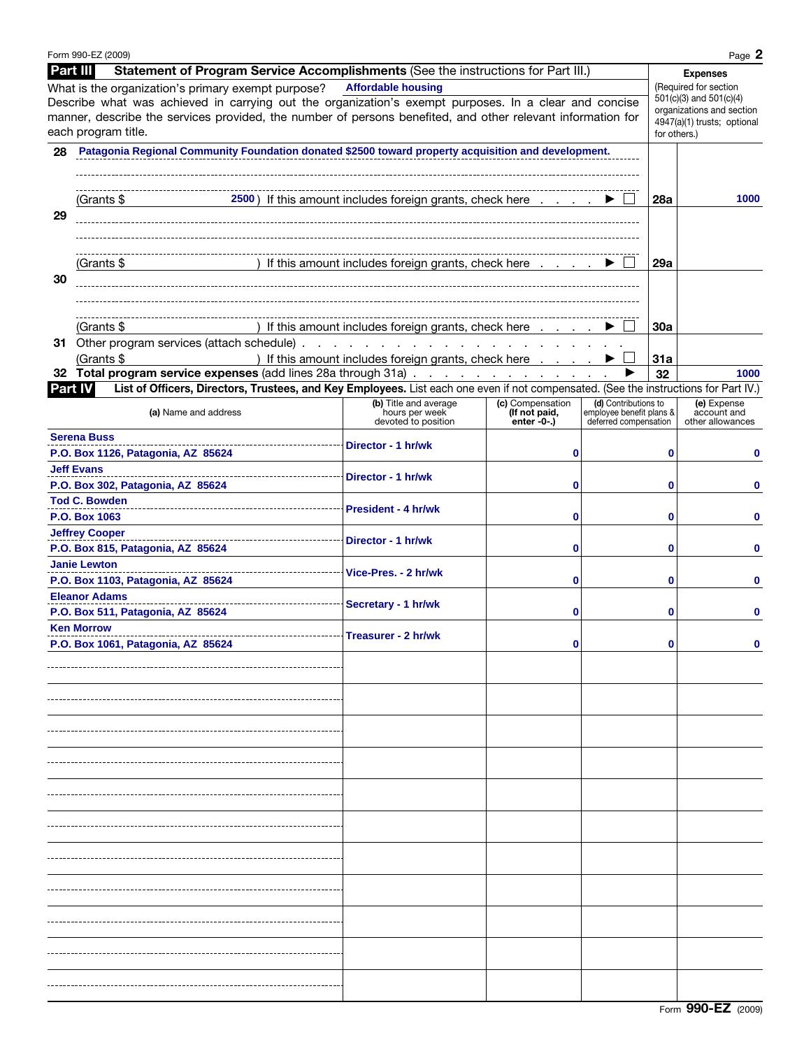Form 990-EZ (2009)

## Part III Statement of Program Service Accomplishments (See the instructions for Part III.)

What is the organization's primary exempt purpose? **Affordable housing**

Describe what was achieved in carrying out the organization's exempt purposes. In a clear and concise manner, describe the services provided, the number of persons benefited, and other relevant information for each program title.

**Expenses** (Required for section 501(c)(3) and 501(c)(4) organizations and section 4947(a)(1) trusts; optional for others.)

| Line | Description | | Expenses |
|---|---|---|---|
| 28 | Patagonia Regional Community Foundation donated $2500 toward property acquisition and development. (Grants $ 2500 ) If this amount includes foreign grants, check here ▶ ☐ | 28a | 1000 |
| 29 | (Grants $ ) If this amount includes foreign grants, check here ▶ ☐ | 29a | |
| 30 | (Grants $ ) If this amount includes foreign grants, check here ▶ ☐ | 30a | |
| 31 | Other program services (attach schedule) (Grants $ ) If this amount includes foreign grants, check here ▶ ☐ | 31a | |
| 32 | **Total program service expenses** (add lines 28a through 31a) ▶ | 32 | 1000 |

## Part IV List of Officers, Directors, Trustees, and Key Employees. List each one even if not compensated. (See the instructions for Part IV.)

| (a) Name and address | (b) Title and average hours per week devoted to position | (c) Compensation (If not paid, enter -0-.) | (d) Contributions to employee benefit plans & deferred compensation | (e) Expense account and other allowances |
|---|---|---|---|---|
| Serena Buss<br>P.O. Box 1126, Patagonia, AZ 85624 | Director - 1 hr/wk | 0 | 0 | 0 |
| Jeff Evans<br>P.O. Box 302, Patagonia, AZ 85624 | Director - 1 hr/wk | 0 | 0 | 0 |
| Tod C. Bowden<br>P.O. Box 1063 | President - 4 hr/wk | 0 | 0 | 0 |
| Jeffrey Cooper<br>P.O. Box 815, Patagonia, AZ 85624 | Director - 1 hr/wk | 0 | 0 | 0 |
| Janie Lewton<br>P.O. Box 1103, Patagonia, AZ 85624 | Vice-Pres. - 2 hr/wk | 0 | 0 | 0 |
| Eleanor Adams<br>P.O. Box 511, Patagonia, AZ 85624 | Secretary - 1 hr/wk | 0 | 0 | 0 |
| Ken Morrow<br>P.O. Box 1061, Patagonia, AZ 85624 | Treasurer - 2 hr/wk | 0 | 0 | 0 |

Form **990-EZ** (2009)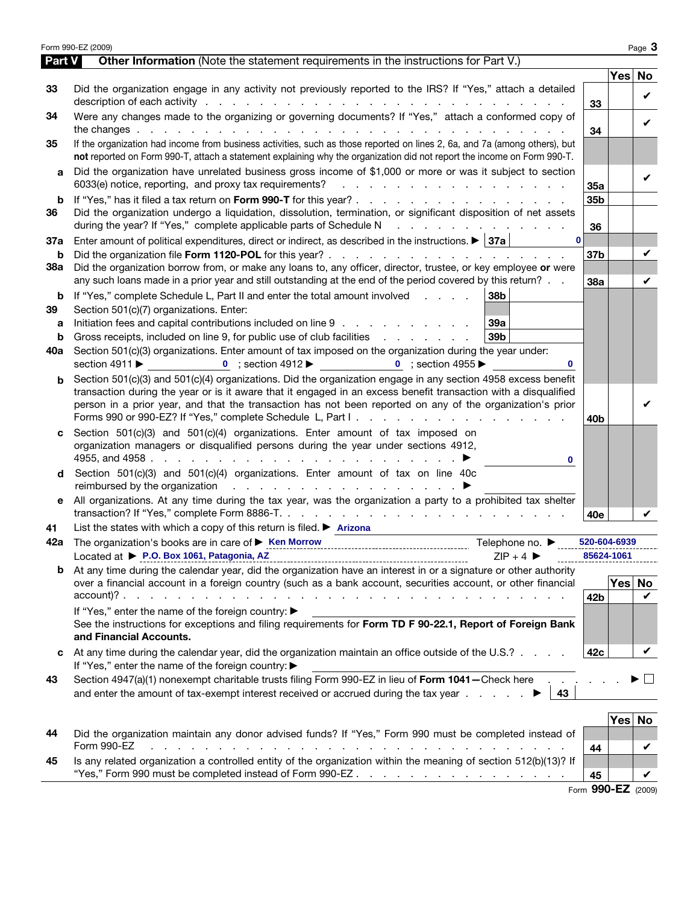## Part V Other Information (Note the statement requirements in the instructions for Part V.)

| | | | Yes | No |
|---|---|---|---|---|
| 33 | Did the organization engage in any activity not previously reported to the IRS? If "Yes," attach a detailed description of each activity | 33 | | ✔ |
| 34 | Were any changes made to the organizing or governing documents? If "Yes," attach a conformed copy of the changes | 34 | | ✔ |
| 35 | If the organization had income from business activities, such as those reported on lines 2, 6a, and 7a (among others), but **not** reported on Form 990-T, attach a statement explaining why the organization did not report the income on Form 990-T. | | | |
| a | Did the organization have unrelated business gross income of $1,000 or more or was it subject to section 6033(e) notice, reporting, and proxy tax requirements? | 35a | | ✔ |
| b | If "Yes," has it filed a tax return on **Form 990-T** for this year? | 35b | | |
| 36 | Did the organization undergo a liquidation, dissolution, termination, or significant disposition of net assets during the year? If "Yes," complete applicable parts of Schedule N | 36 | | |
| 37a | Enter amount of political expenditures, direct or indirect, as described in the instructions. ▶ 37a: 0 | | | |
| b | Did the organization file **Form 1120-POL** for this year? | 37b | | ✔ |
| 38a | Did the organization borrow from, or make any loans to, any officer, director, trustee, or key employee **or** were any such loans made in a prior year and still outstanding at the end of the period covered by this return? | 38a | | ✔ |
| b | If "Yes," complete Schedule L, Part II and enter the total amount involved 38b: | | | |
| 39 | Section 501(c)(7) organizations. Enter: | | | |
| a | Initiation fees and capital contributions included on line 9 39a: | | | |
| b | Gross receipts, included on line 9, for public use of club facilities 39b: | | | |
| 40a | Section 501(c)(3) organizations. Enter amount of tax imposed on the organization during the year under: section 4911 ▶ 0 ; section 4912 ▶ 0 ; section 4955 ▶ 0 | | | |
| b | Section 501(c)(3) and 501(c)(4) organizations. Did the organization engage in any section 4958 excess benefit transaction during the year or is it aware that it engaged in an excess benefit transaction with a disqualified person in a prior year, and that the transaction has not been reported on any of the organization's prior Forms 990 or 990-EZ? If "Yes," complete Schedule L, Part I | 40b | | ✔ |
| c | Section 501(c)(3) and 501(c)(4) organizations. Enter amount of tax imposed on organization managers or disqualified persons during the year under sections 4912, 4955, and 4958 ▶ 0 | | | |
| d | Section 501(c)(3) and 501(c)(4) organizations. Enter amount of tax on line 40c reimbursed by the organization ▶ | | | |
| e | All organizations. At any time during the tax year, was the organization a party to a prohibited tax shelter transaction? If "Yes," complete Form 8886-T. | 40e | | ✔ |

41 List the states with which a copy of this return is filed. ▶ Arizona

42a The organization's books are in care of ▶ Ken Morrow  Telephone no. ▶ 520-604-6939
Located at ▶ P.O. Box 1061, Patagonia, AZ  ZIP + 4 ▶ 85624-1061

| | | | Yes | No |
|---|---|---|---|---|
| b | At any time during the calendar year, did the organization have an interest in or a signature or other authority over a financial account in a foreign country (such as a bank account, securities account, or other financial account)? | 42b | | ✔ |
| | If "Yes," enter the name of the foreign country: ▶<br>See the instructions for exceptions and filing requirements for **Form TD F 90-22.1, Report of Foreign Bank and Financial Accounts.** | | | |
| c | At any time during the calendar year, did the organization maintain an office outside of the U.S.?<br>If "Yes," enter the name of the foreign country: ▶ | 42c | | ✔ |

43 Section 4947(a)(1) nonexempt charitable trusts filing Form 990-EZ in lieu of **Form 1041—**Check here ▶ ☐
and enter the amount of tax-exempt interest received or accrued during the tax year ▶ 43

| | | | Yes | No |
|---|---|---|---|---|
| 44 | Did the organization maintain any donor advised funds? If "Yes," Form 990 must be completed instead of Form 990-EZ | 44 | | ✔ |
| 45 | Is any related organization a controlled entity of the organization within the meaning of section 512(b)(13)? If "Yes," Form 990 must be completed instead of Form 990-EZ | 45 | | ✔ |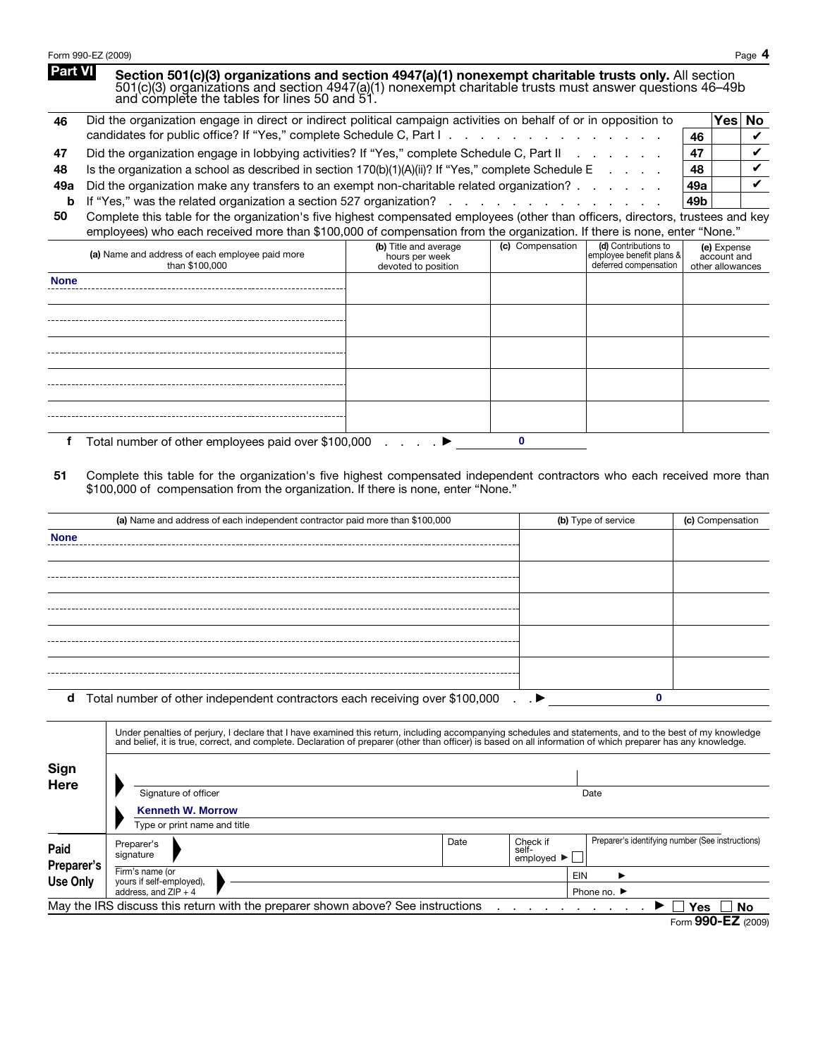**Part VI** **Section 501(c)(3) organizations and section 4947(a)(1) nonexempt charitable trusts only.** All section 501(c)(3) organizations and section 4947(a)(1) nonexempt charitable trusts must answer questions 46–49b and complete the tables for lines 50 and 51.

| | | | Yes | No |
|---|---|---|---|---|
| 46 | Did the organization engage in direct or indirect political campaign activities on behalf of or in opposition to candidates for public office? If "Yes," complete Schedule C, Part I | 46 | | ✔ |
| 47 | Did the organization engage in lobbying activities? If "Yes," complete Schedule C, Part II | 47 | | ✔ |
| 48 | Is the organization a school as described in section 170(b)(1)(A)(ii)? If "Yes," complete Schedule E | 48 | | ✔ |
| 49a | Did the organization make any transfers to an exempt non-charitable related organization? | 49a | | ✔ |
| b | If "Yes," was the related organization a section 527 organization? | 49b | | |

**50** Complete this table for the organization's five highest compensated employees (other than officers, directors, trustees and key employees) who each received more than $100,000 of compensation from the organization. If there is none, enter "None."

| (a) Name and address of each employee paid more than $100,000 | (b) Title and average hours per week devoted to position | (c) Compensation | (d) Contributions to employee benefit plans & deferred compensation | (e) Expense account and other allowances |
|---|---|---|---|---|
| None | | | | |
| | | | | |
| | | | | |
| | | | | |
| | | | | |

**f** Total number of other employees paid over $100,000 ▶ 0

**51** Complete this table for the organization's five highest compensated independent contractors who each received more than $100,000 of compensation from the organization. If there is none, enter "None."

| (a) Name and address of each independent contractor paid more than $100,000 | (b) Type of service | (c) Compensation |
|---|---|---|
| None | | |
| | | |
| | | |
| | | |
| | | |

**d** Total number of other independent contractors each receiving over $100,000 ▶ 0

**Sign Here**

Under penalties of perjury, I declare that I have examined this return, including accompanying schedules and statements, and to the best of my knowledge and belief, it is true, correct, and complete. Declaration of preparer (other than officer) is based on all information of which preparer has any knowledge.

▶ Signature of officer | Date

▶ Kenneth W. Morrow

Type or print name and title

**Paid Preparer's Use Only**

| | | | | |
|---|---|---|---|---|
| Preparer's signature ▶ | | Date | Check if self-employed ▶ ☐ | Preparer's identifying number (See instructions) |
| Firm's name (or yours if self-employed), address, and ZIP + 4 ▶ | | | EIN ▶ | |
| | | | Phone no. ▶ | |

May the IRS discuss this return with the preparer shown above? See instructions ▶ ☐ Yes ☐ No

Form **990-EZ** (2009)